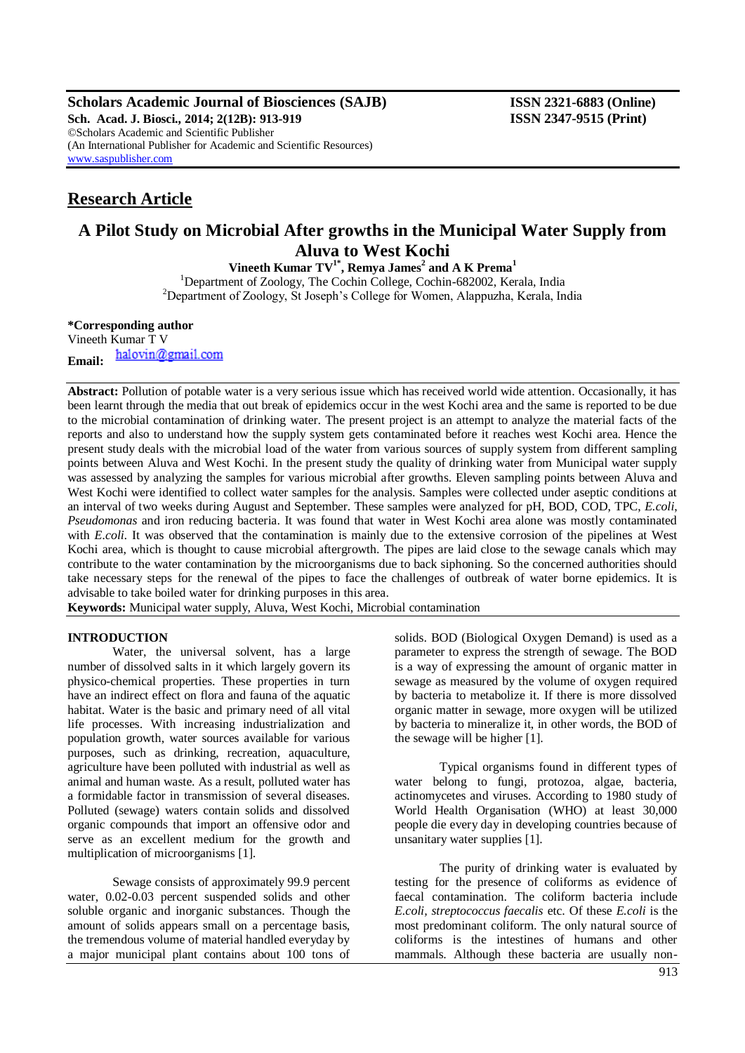Scholars Academic Journal of Biosciences (SAJB)
Sch. Acad. J. Biosci., 2014; 2(12B): 913-919
©Scholars Academic and Scientific Publisher
(An International Publisher for Academic and Scientific Resources)
www.saspublisher.com

ISSN 2321-6883 (Online)
ISSN 2347-9515 (Print)

## Research Article

# A Pilot Study on Microbial After growths in the Municipal Water Supply from Aluva to West Kochi

**Vineeth Kumar TV[1*], Remya James[2] and A K Prema[1]**

[1]Department of Zoology, The Cochin College, Cochin-682002, Kerala, India
[2]Department of Zoology, St Joseph's College for Women, Alappuzha, Kerala, India

**\*Corresponding author**
Vineeth Kumar T V
**Email:** halovin@gmail.com

**Abstract:** Pollution of potable water is a very serious issue which has received world wide attention. Occasionally, it has been learnt through the media that out break of epidemics occur in the west Kochi area and the same is reported to be due to the microbial contamination of drinking water. The present project is an attempt to analyze the material facts of the reports and also to understand how the supply system gets contaminated before it reaches west Kochi area. Hence the present study deals with the microbial load of the water from various sources of supply system from different sampling points between Aluva and West Kochi. In the present study the quality of drinking water from Municipal water supply was assessed by analyzing the samples for various microbial after growths. Eleven sampling points between Aluva and West Kochi were identified to collect water samples for the analysis. Samples were collected under aseptic conditions at an interval of two weeks during August and September. These samples were analyzed for pH, BOD, COD, TPC, *E.coli*, *Pseudomonas* and iron reducing bacteria. It was found that water in West Kochi area alone was mostly contaminated with *E.coli*. It was observed that the contamination is mainly due to the extensive corrosion of the pipelines at West Kochi area, which is thought to cause microbial aftergrowth. The pipes are laid close to the sewage canals which may contribute to the water contamination by the microorganisms due to back siphoning. So the concerned authorities should take necessary steps for the renewal of the pipes to face the challenges of outbreak of water borne epidemics. It is advisable to take boiled water for drinking purposes in this area.

**Keywords:** Municipal water supply, Aluva, West Kochi, Microbial contamination

## INTRODUCTION

Water, the universal solvent, has a large number of dissolved salts in it which largely govern its physico-chemical properties. These properties in turn have an indirect effect on flora and fauna of the aquatic habitat. Water is the basic and primary need of all vital life processes. With increasing industrialization and population growth, water sources available for various purposes, such as drinking, recreation, aquaculture, agriculture have been polluted with industrial as well as animal and human waste. As a result, polluted water has a formidable factor in transmission of several diseases. Polluted (sewage) waters contain solids and dissolved organic compounds that import an offensive odor and serve as an excellent medium for the growth and multiplication of microorganisms [1].

Sewage consists of approximately 99.9 percent water, 0.02-0.03 percent suspended solids and other soluble organic and inorganic substances. Though the amount of solids appears small on a percentage basis, the tremendous volume of material handled everyday by a major municipal plant contains about 100 tons of solids. BOD (Biological Oxygen Demand) is used as a parameter to express the strength of sewage. The BOD is a way of expressing the amount of organic matter in sewage as measured by the volume of oxygen required by bacteria to metabolize it. If there is more dissolved organic matter in sewage, more oxygen will be utilized by bacteria to mineralize it, in other words, the BOD of the sewage will be higher [1].

Typical organisms found in different types of water belong to fungi, protozoa, algae, bacteria, actinomycetes and viruses. According to 1980 study of World Health Organisation (WHO) at least 30,000 people die every day in developing countries because of unsanitary water supplies [1].

The purity of drinking water is evaluated by testing for the presence of coliforms as evidence of faecal contamination. The coliform bacteria include *E.coli*, *streptococcus faecalis* etc. Of these *E.coli* is the most predominant coliform. The only natural source of coliforms is the intestines of humans and other mammals. Although these bacteria are usually non-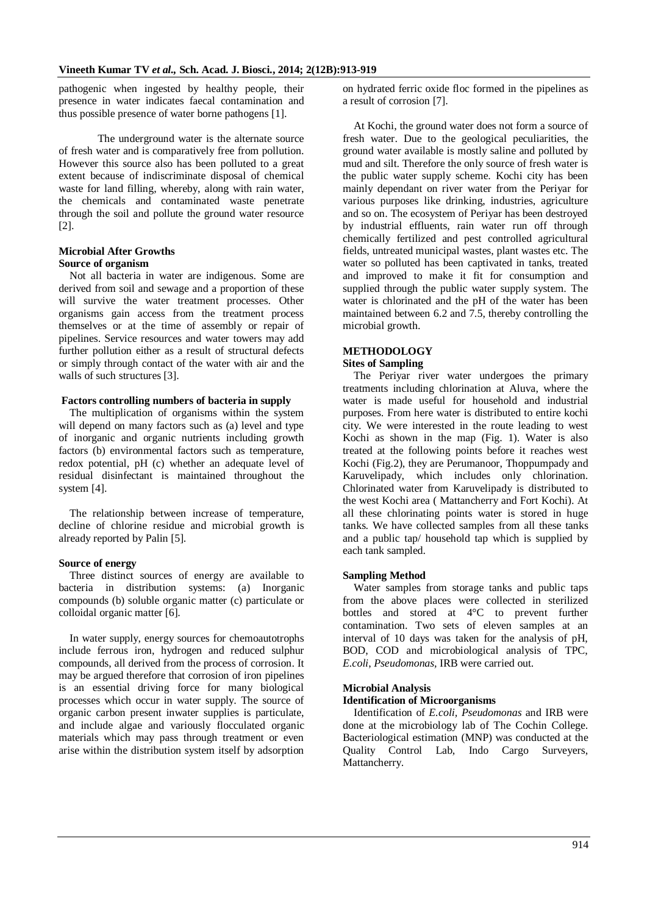pathogenic when ingested by healthy people, their presence in water indicates faecal contamination and thus possible presence of water borne pathogens [1].

The underground water is the alternate source of fresh water and is comparatively free from pollution. However this source also has been polluted to a great extent because of indiscriminate disposal of chemical waste for land filling, whereby, along with rain water, the chemicals and contaminated waste penetrate through the soil and pollute the ground water resource [2].

### Microbial After Growths

#### Source of organism

Not all bacteria in water are indigenous. Some are derived from soil and sewage and a proportion of these will survive the water treatment processes. Other organisms gain access from the treatment process themselves or at the time of assembly or repair of pipelines. Service resources and water towers may add further pollution either as a result of structural defects or simply through contact of the water with air and the walls of such structures [3].

#### Factors controlling numbers of bacteria in supply

The multiplication of organisms within the system will depend on many factors such as (a) level and type of inorganic and organic nutrients including growth factors (b) environmental factors such as temperature, redox potential, pH (c) whether an adequate level of residual disinfectant is maintained throughout the system [4].

The relationship between increase of temperature, decline of chlorine residue and microbial growth is already reported by Palin [5].

#### Source of energy

Three distinct sources of energy are available to bacteria in distribution systems: (a) Inorganic compounds (b) soluble organic matter (c) particulate or colloidal organic matter [6].

In water supply, energy sources for chemoautotrophs include ferrous iron, hydrogen and reduced sulphur compounds, all derived from the process of corrosion. It may be argued therefore that corrosion of iron pipelines is an essential driving force for many biological processes which occur in water supply. The source of organic carbon present inwater supplies is particulate, and include algae and variously flocculated organic materials which may pass through treatment or even arise within the distribution system itself by adsorption on hydrated ferric oxide floc formed in the pipelines as a result of corrosion [7].

At Kochi, the ground water does not form a source of fresh water. Due to the geological peculiarities, the ground water available is mostly saline and polluted by mud and silt. Therefore the only source of fresh water is the public water supply scheme. Kochi city has been mainly dependant on river water from the Periyar for various purposes like drinking, industries, agriculture and so on. The ecosystem of Periyar has been destroyed by industrial effluents, rain water run off through chemically fertilized and pest controlled agricultural fields, untreated municipal wastes, plant wastes etc. The water so polluted has been captivated in tanks, treated and improved to make it fit for consumption and supplied through the public water supply system. The water is chlorinated and the pH of the water has been maintained between 6.2 and 7.5, thereby controlling the microbial growth.

## METHODOLOGY

### Sites of Sampling

The Periyar river water undergoes the primary treatments including chlorination at Aluva, where the water is made useful for household and industrial purposes. From here water is distributed to entire kochi city. We were interested in the route leading to west Kochi as shown in the map (Fig. 1). Water is also treated at the following points before it reaches west Kochi (Fig.2), they are Perumanoor, Thoppumpady and Karuvelipady, which includes only chlorination. Chlorinated water from Karuvelipady is distributed to the west Kochi area ( Mattancherry and Fort Kochi). At all these chlorinating points water is stored in huge tanks. We have collected samples from all these tanks and a public tap/ household tap which is supplied by each tank sampled.

### Sampling Method

Water samples from storage tanks and public taps from the above places were collected in sterilized bottles and stored at 4°C to prevent further contamination. Two sets of eleven samples at an interval of 10 days was taken for the analysis of pH, BOD, COD and microbiological analysis of TPC, *E.coli*, *Pseudomonas*, IRB were carried out.

### Microbial Analysis

#### Identification of Microorganisms

Identification of *E.coli, Pseudomonas* and IRB were done at the microbiology lab of The Cochin College. Bacteriological estimation (MNP) was conducted at the Quality Control Lab, Indo Cargo Surveyers, Mattancherry.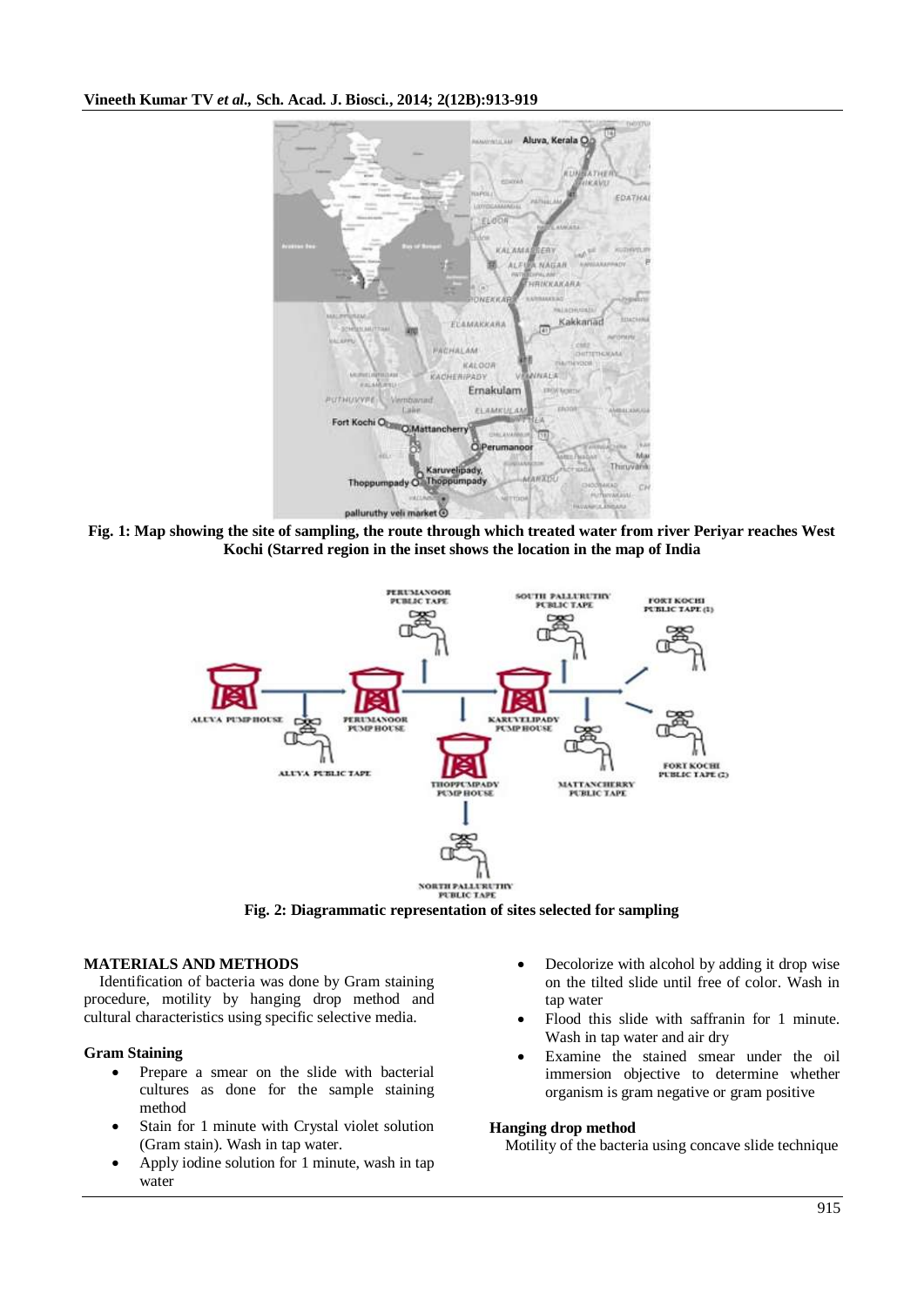Fig. 1: Map showing the site of sampling, the route through which treated water from river Periyar reaches West Kochi (Starred region in the inset shows the location in the map of India

Fig. 2: Diagrammatic representation of sites selected for sampling

## MATERIALS AND METHODS

Identification of bacteria was done by Gram staining procedure, motility by hanging drop method and cultural characteristics using specific selective media.

### Gram Staining

- Prepare a smear on the slide with bacterial cultures as done for the sample staining method
- Stain for 1 minute with Crystal violet solution (Gram stain). Wash in tap water.
- Apply iodine solution for 1 minute, wash in tap water
- Decolorize with alcohol by adding it drop wise on the tilted slide until free of color. Wash in tap water
- Flood this slide with saffranin for 1 minute. Wash in tap water and air dry
- Examine the stained smear under the oil immersion objective to determine whether organism is gram negative or gram positive

### Hanging drop method

Motility of the bacteria using concave slide technique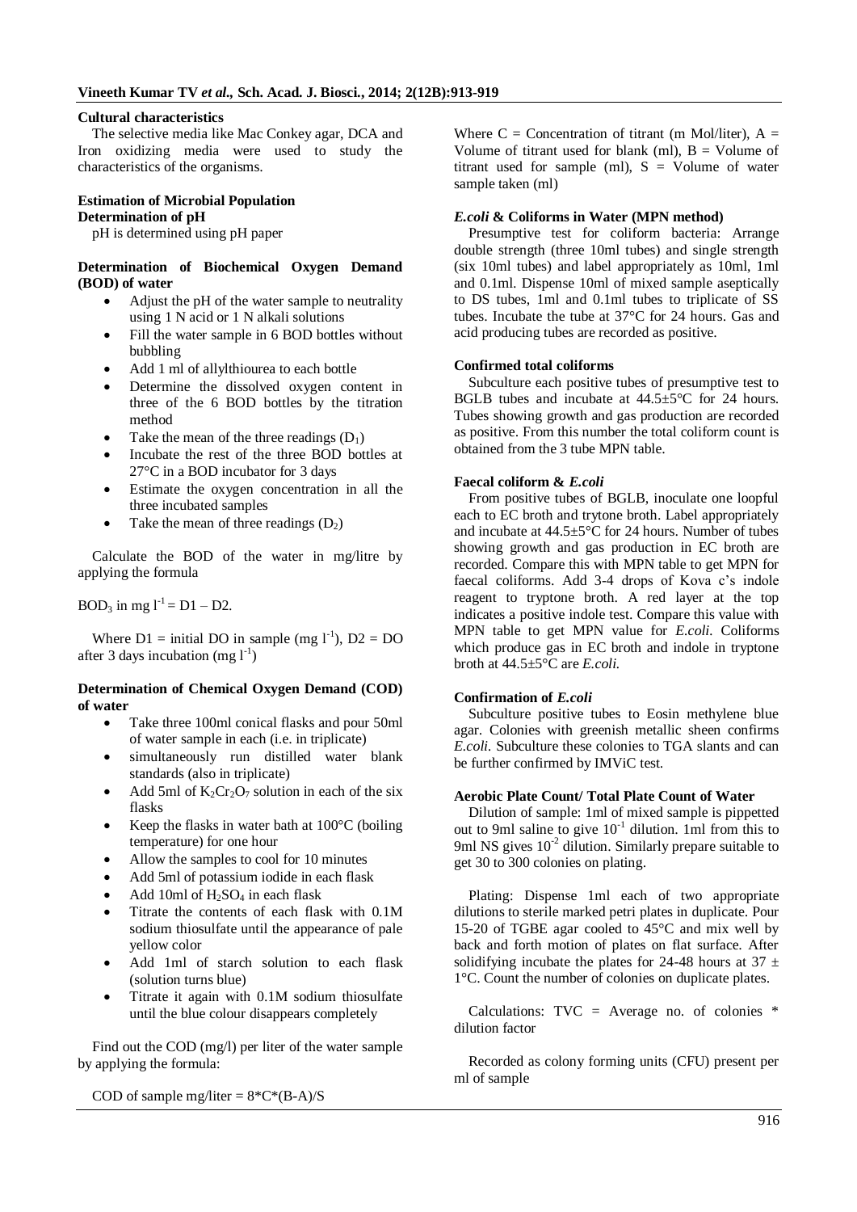**Cultural characteristics**

The selective media like Mac Conkey agar, DCA and Iron oxidizing media were used to study the characteristics of the organisms.

**Estimation of Microbial Population**

**Determination of pH**

pH is determined using pH paper

**Determination of Biochemical Oxygen Demand (BOD) of water**

- Adjust the pH of the water sample to neutrality using 1 N acid or 1 N alkali solutions
- Fill the water sample in 6 BOD bottles without bubbling
- Add 1 ml of allylthiourea to each bottle
- Determine the dissolved oxygen content in three of the 6 BOD bottles by the titration method
- Take the mean of the three readings ($D_1$)
- Incubate the rest of the three BOD bottles at 27°C in a BOD incubator for 3 days
- Estimate the oxygen concentration in all the three incubated samples
- Take the mean of three readings ($D_2$)

Calculate the BOD of the water in mg/litre by applying the formula

$BOD_3$ in mg $l^{-1}$ = D1 – D2.

Where D1 = initial DO in sample (mg $l^{-1}$), D2 = DO after 3 days incubation (mg $l^{-1}$)

**Determination of Chemical Oxygen Demand (COD) of water**

- Take three 100ml conical flasks and pour 50ml of water sample in each (i.e. in triplicate)
- simultaneously run distilled water blank standards (also in triplicate)
- Add 5ml of $K_2Cr_2O_7$ solution in each of the six flasks
- Keep the flasks in water bath at 100°C (boiling temperature) for one hour
- Allow the samples to cool for 10 minutes
- Add 5ml of potassium iodide in each flask
- Add 10ml of $H_2SO_4$ in each flask
- Titrate the contents of each flask with 0.1M sodium thiosulfate until the appearance of pale yellow color
- Add 1ml of starch solution to each flask (solution turns blue)
- Titrate it again with 0.1M sodium thiosulfate until the blue colour disappears completely

Find out the COD (mg/l) per liter of the water sample by applying the formula:

COD of sample mg/liter = 8*C*(B-A)/S

Where C = Concentration of titrant (m Mol/liter), A = Volume of titrant used for blank (ml), B = Volume of titrant used for sample (ml), S = Volume of water sample taken (ml)

***E.coli* & Coliforms in Water (MPN method)**

Presumptive test for coliform bacteria: Arrange double strength (three 10ml tubes) and single strength (six 10ml tubes) and label appropriately as 10ml, 1ml and 0.1ml. Dispense 10ml of mixed sample aseptically to DS tubes, 1ml and 0.1ml tubes to triplicate of SS tubes. Incubate the tube at 37°C for 24 hours. Gas and acid producing tubes are recorded as positive.

**Confirmed total coliforms**

Subculture each positive tubes of presumptive test to BGLB tubes and incubate at 44.5±5°C for 24 hours. Tubes showing growth and gas production are recorded as positive. From this number the total coliform count is obtained from the 3 tube MPN table.

**Faecal coliform & *E.coli***

From positive tubes of BGLB, inoculate one loopful each to EC broth and trytone broth. Label appropriately and incubate at 44.5±5°C for 24 hours. Number of tubes showing growth and gas production in EC broth are recorded. Compare this with MPN table to get MPN for faecal coliforms. Add 3-4 drops of Kova c's indole reagent to tryptone broth. A red layer at the top indicates a positive indole test. Compare this value with MPN table to get MPN value for *E.coli*. Coliforms which produce gas in EC broth and indole in tryptone broth at 44.5±5°C are *E.coli.*

**Confirmation of *E.coli***

Subculture positive tubes to Eosin methylene blue agar. Colonies with greenish metallic sheen confirms *E.coli.* Subculture these colonies to TGA slants and can be further confirmed by IMViC test.

**Aerobic Plate Count/ Total Plate Count of Water**

Dilution of sample: 1ml of mixed sample is pippetted out to 9ml saline to give $10^{-1}$ dilution. 1ml from this to 9ml NS gives $10^{-2}$ dilution. Similarly prepare suitable to get 30 to 300 colonies on plating.

Plating: Dispense 1ml each of two appropriate dilutions to sterile marked petri plates in duplicate. Pour 15-20 of TGBE agar cooled to 45°C and mix well by back and forth motion of plates on flat surface. After solidifying incubate the plates for 24-48 hours at 37 ± 1°C. Count the number of colonies on duplicate plates.

Calculations: TVC = Average no. of colonies * dilution factor

Recorded as colony forming units (CFU) present per ml of sample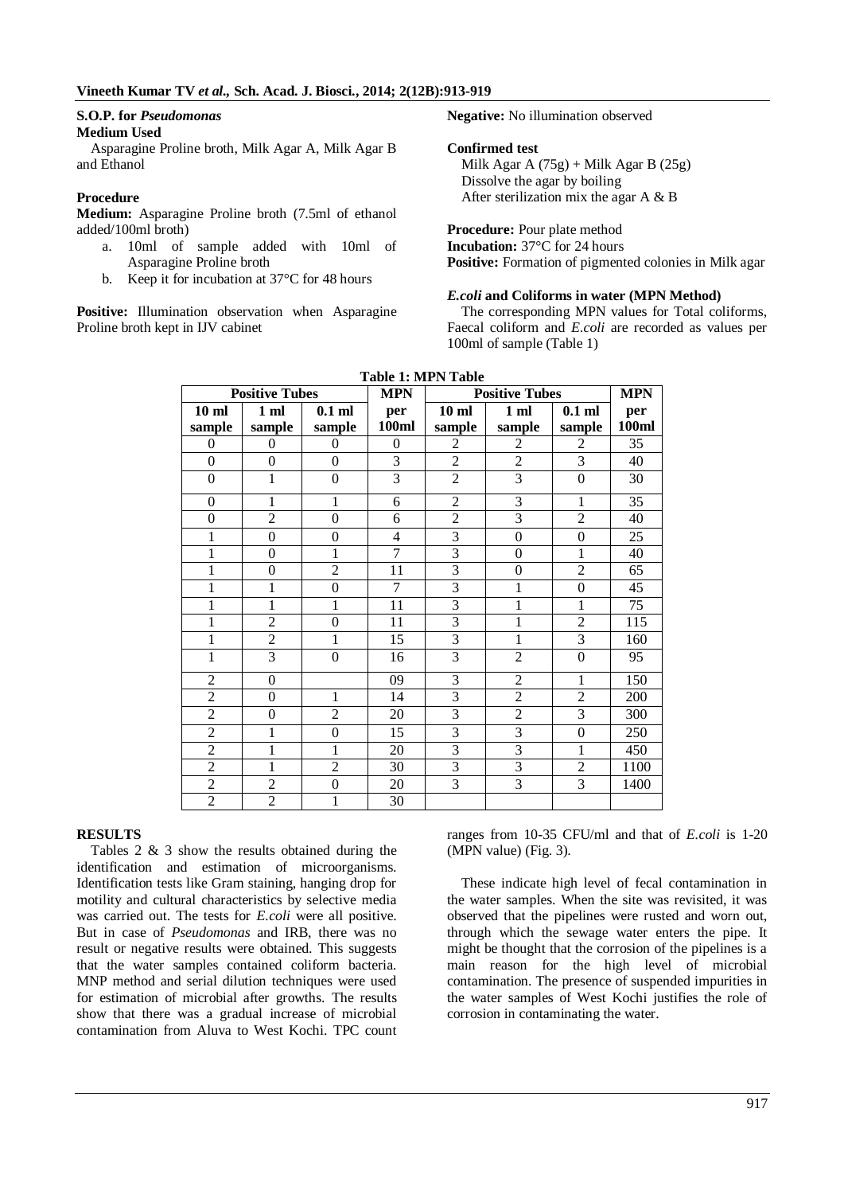**S.O.P. for *Pseudomonas***

**Medium Used**

Asparagine Proline broth, Milk Agar A, Milk Agar B and Ethanol

**Procedure**

**Medium:** Asparagine Proline broth (7.5ml of ethanol added/100ml broth)

a. 10ml of sample added with 10ml of Asparagine Proline broth
b. Keep it for incubation at 37°C for 48 hours

**Positive:** Illumination observation when Asparagine Proline broth kept in IJV cabinet

**Negative:** No illumination observed

**Confirmed test**

Milk Agar A (75g) + Milk Agar B (25g)
Dissolve the agar by boiling
After sterilization mix the agar A & B

**Procedure:** Pour plate method
**Incubation:** 37°C for 24 hours
**Positive:** Formation of pigmented colonies in Milk agar

***E.coli* and Coliforms in water (MPN Method)**

The corresponding MPN values for Total coliforms, Faecal coliform and *E.coli* are recorded as values per 100ml of sample (Table 1)

**Table 1: MPN Table**

| Positive Tubes | | | MPN | Positive Tubes | | | MPN |
|---|---|---|---|---|---|---|---|
| 10 ml sample | 1 ml sample | 0.1 ml sample | per 100ml | 10 ml sample | 1 ml sample | 0.1 ml sample | per 100ml |
| 0 | 0 | 0 | 0 | 2 | 2 | 2 | 35 |
| 0 | 0 | 0 | 3 | 2 | 2 | 3 | 40 |
| 0 | 1 | 0 | 3 | 2 | 3 | 0 | 30 |
| 0 | 1 | 1 | 6 | 2 | 3 | 1 | 35 |
| 0 | 2 | 0 | 6 | 2 | 3 | 2 | 40 |
| 1 | 0 | 0 | 4 | 3 | 0 | 0 | 25 |
| 1 | 0 | 1 | 7 | 3 | 0 | 1 | 40 |
| 1 | 0 | 2 | 11 | 3 | 0 | 2 | 65 |
| 1 | 1 | 0 | 7 | 3 | 1 | 0 | 45 |
| 1 | 1 | 1 | 11 | 3 | 1 | 1 | 75 |
| 1 | 2 | 0 | 11 | 3 | 1 | 2 | 115 |
| 1 | 2 | 1 | 15 | 3 | 1 | 3 | 160 |
| 1 | 3 | 0 | 16 | 3 | 2 | 0 | 95 |
| 2 | 0 | | 09 | 3 | 2 | 1 | 150 |
| 2 | 0 | 1 | 14 | 3 | 2 | 2 | 200 |
| 2 | 0 | 2 | 20 | 3 | 2 | 3 | 300 |
| 2 | 1 | 0 | 15 | 3 | 3 | 0 | 250 |
| 2 | 1 | 1 | 20 | 3 | 3 | 1 | 450 |
| 2 | 1 | 2 | 30 | 3 | 3 | 2 | 1100 |
| 2 | 2 | 0 | 20 | 3 | 3 | 3 | 1400 |
| 2 | 2 | 1 | 30 | | | | |

## RESULTS

Tables 2 & 3 show the results obtained during the identification and estimation of microorganisms. Identification tests like Gram staining, hanging drop for motility and cultural characteristics by selective media was carried out. The tests for *E.coli* were all positive. But in case of *Pseudomonas* and IRB, there was no result or negative results were obtained. This suggests that the water samples contained coliform bacteria. MNP method and serial dilution techniques were used for estimation of microbial after growths. The results show that there was a gradual increase of microbial contamination from Aluva to West Kochi. TPC count ranges from 10-35 CFU/ml and that of *E.coli* is 1-20 (MPN value) (Fig. 3).

These indicate high level of fecal contamination in the water samples. When the site was revisited, it was observed that the pipelines were rusted and worn out, through which the sewage water enters the pipe. It might be thought that the corrosion of the pipelines is a main reason for the high level of microbial contamination. The presence of suspended impurities in the water samples of West Kochi justifies the role of corrosion in contaminating the water.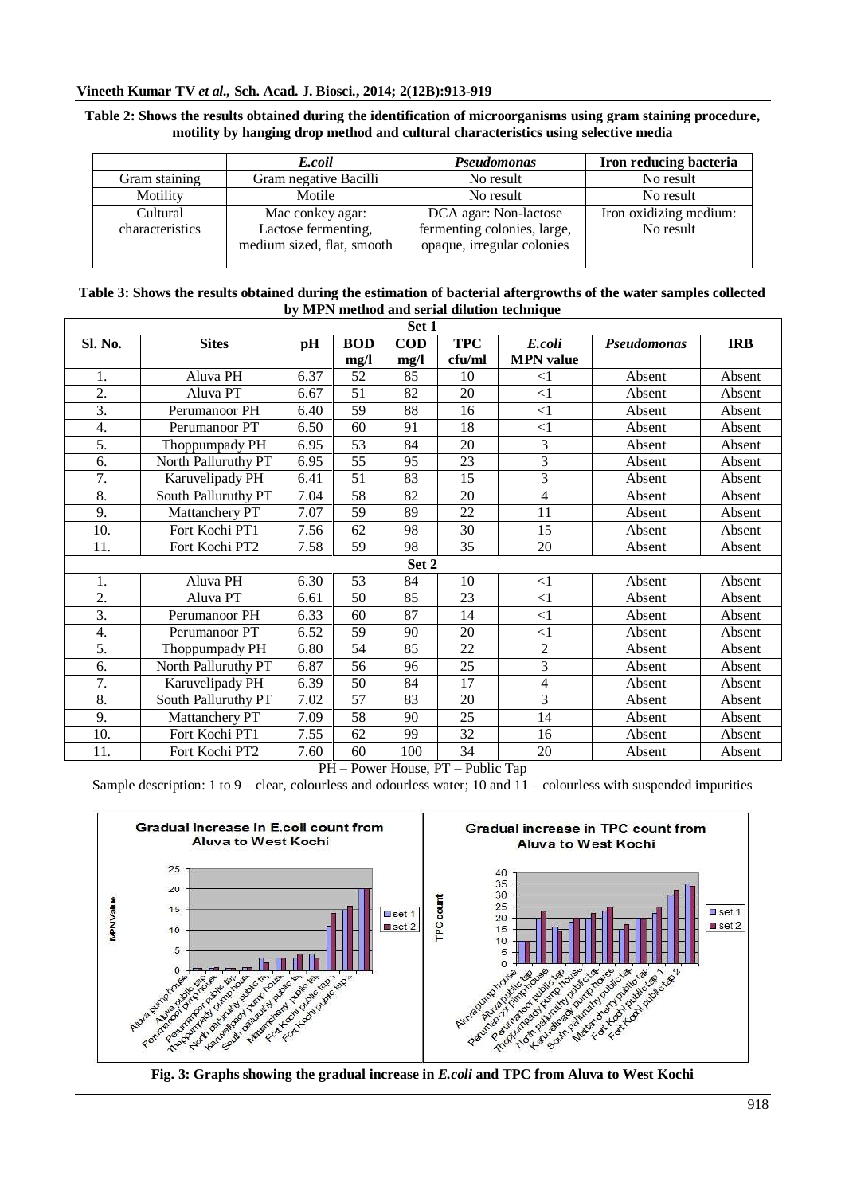**Table 2: Shows the results obtained during the identification of microorganisms using gram staining procedure, motility by hanging drop method and cultural characteristics using selective media**

| | *E.coil* | *Pseudomonas* | **Iron reducing bacteria** |
|---|---|---|---|
| Gram staining | Gram negative Bacilli | No result | No result |
| Motility | Motile | No result | No result |
| Cultural characteristics | Mac conkey agar: Lactose fermenting, medium sized, flat, smooth | DCA agar: Non-lactose fermenting colonies, large, opaque, irregular colonies | Iron oxidizing medium: No result |

**Table 3: Shows the results obtained during the estimation of bacterial aftergrowths of the water samples collected by MPN method and serial dilution technique**

| Sl. No. | Sites | pH | BOD mg/l | COD mg/l | TPC cfu/ml | *E.coli* MPN value | *Pseudomonas* | IRB |
|---|---|---|---|---|---|---|---|---|
| **Set 1** | | | | | | | | |
| 1. | Aluva PH | 6.37 | 52 | 85 | 10 | <1 | Absent | Absent |
| 2. | Aluva PT | 6.67 | 51 | 82 | 20 | <1 | Absent | Absent |
| 3. | Perumanoor PH | 6.40 | 59 | 88 | 16 | <1 | Absent | Absent |
| 4. | Perumanoor PT | 6.50 | 60 | 91 | 18 | <1 | Absent | Absent |
| 5. | Thoppumpady PH | 6.95 | 53 | 84 | 20 | 3 | Absent | Absent |
| 6. | North Palluruthy PT | 6.95 | 55 | 95 | 23 | 3 | Absent | Absent |
| 7. | Karuvelipady PH | 6.41 | 51 | 83 | 15 | 3 | Absent | Absent |
| 8. | South Palluruthy PT | 7.04 | 58 | 82 | 20 | 4 | Absent | Absent |
| 9. | Mattanchery PT | 7.07 | 59 | 89 | 22 | 11 | Absent | Absent |
| 10. | Fort Kochi PT1 | 7.56 | 62 | 98 | 30 | 15 | Absent | Absent |
| 11. | Fort Kochi PT2 | 7.58 | 59 | 98 | 35 | 20 | Absent | Absent |
| **Set 2** | | | | | | | | |
| 1. | Aluva PH | 6.30 | 53 | 84 | 10 | <1 | Absent | Absent |
| 2. | Aluva PT | 6.61 | 50 | 85 | 23 | <1 | Absent | Absent |
| 3. | Perumanoor PH | 6.33 | 60 | 87 | 14 | <1 | Absent | Absent |
| 4. | Perumanoor PT | 6.52 | 59 | 90 | 20 | <1 | Absent | Absent |
| 5. | Thoppumpady PH | 6.80 | 54 | 85 | 22 | 2 | Absent | Absent |
| 6. | North Palluruthy PT | 6.87 | 56 | 96 | 25 | 3 | Absent | Absent |
| 7. | Karuvelipady PH | 6.39 | 50 | 84 | 17 | 4 | Absent | Absent |
| 8. | South Palluruthy PT | 7.02 | 57 | 83 | 20 | 3 | Absent | Absent |
| 9. | Mattanchery PT | 7.09 | 58 | 90 | 25 | 14 | Absent | Absent |
| 10. | Fort Kochi PT1 | 7.55 | 62 | 99 | 32 | 16 | Absent | Absent |
| 11. | Fort Kochi PT2 | 7.60 | 60 | 100 | 34 | 20 | Absent | Absent |

PH – Power House, PT – Public Tap

Sample description: 1 to 9 – clear, colourless and odourless water; 10 and 11 – colourless with suspended impurities

**Fig. 3: Graphs showing the gradual increase in *E.coli* and TPC from Aluva to West Kochi**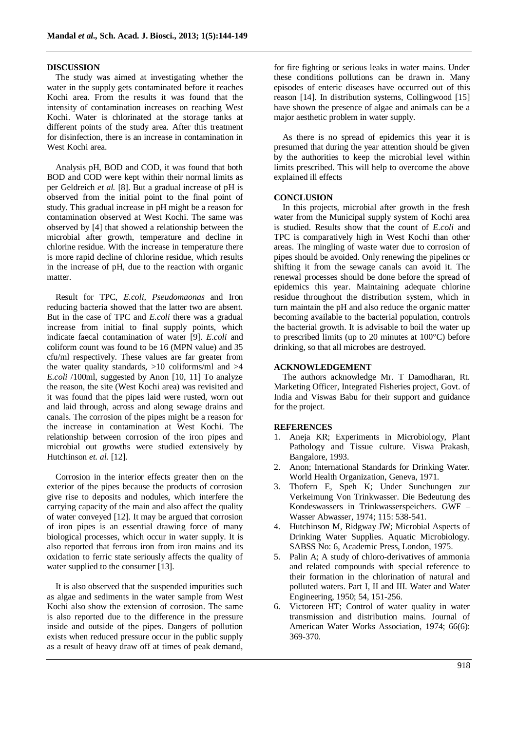## DISCUSSION

The study was aimed at investigating whether the water in the supply gets contaminated before it reaches Kochi area. From the results it was found that the intensity of contamination increases on reaching West Kochi. Water is chlorinated at the storage tanks at different points of the study area. After this treatment for disinfection, there is an increase in contamination in West Kochi area.

Analysis pH, BOD and COD, it was found that both BOD and COD were kept within their normal limits as per Geldreich *et al.* [8]. But a gradual increase of pH is observed from the initial point to the final point of study. This gradual increase in pH might be a reason for contamination observed at West Kochi. The same was observed by [4] that showed a relationship between the microbial after growth, temperature and decline in chlorine residue. With the increase in temperature there is more rapid decline of chlorine residue, which results in the increase of pH, due to the reaction with organic matter.

Result for TPC, *E.coli, Pseudomaonas* and Iron reducing bacteria showed that the latter two are absent. But in the case of TPC and *E.coli* there was a gradual increase from initial to final supply points, which indicate faecal contamination of water [9]. *E.coli* and coliform count was found to be 16 (MPN value) and 35 cfu/ml respectively. These values are far greater from the water quality standards, >10 coliforms/ml and >4 *E.coli* /100ml, suggested by Anon [10, 11] To analyze the reason, the site (West Kochi area) was revisited and it was found that the pipes laid were rusted, worn out and laid through, across and along sewage drains and canals. The corrosion of the pipes might be a reason for the increase in contamination at West Kochi. The relationship between corrosion of the iron pipes and microbial out growths were studied extensively by Hutchinson *et. al.* [12].

Corrosion in the interior effects greater then on the exterior of the pipes because the products of corrosion give rise to deposits and nodules, which interfere the carrying capacity of the main and also affect the quality of water conveyed [12]. It may be argued that corrosion of iron pipes is an essential drawing force of many biological processes, which occur in water supply. It is also reported that ferrous iron from iron mains and its oxidation to ferric state seriously affects the quality of water supplied to the consumer [13].

It is also observed that the suspended impurities such as algae and sediments in the water sample from West Kochi also show the extension of corrosion. The same is also reported due to the difference in the pressure inside and outside of the pipes. Dangers of pollution exists when reduced pressure occur in the public supply as a result of heavy draw off at times of peak demand, for fire fighting or serious leaks in water mains. Under these conditions pollutions can be drawn in. Many episodes of enteric diseases have occurred out of this reason [14]. In distribution systems, Collingwood [15] have shown the presence of algae and animals can be a major aesthetic problem in water supply.

As there is no spread of epidemics this year it is presumed that during the year attention should be given by the authorities to keep the microbial level within limits prescribed. This will help to overcome the above explained ill effects

## CONCLUSION

In this projects, microbial after growth in the fresh water from the Municipal supply system of Kochi area is studied. Results show that the count of *E.coli* and TPC is comparatively high in West Kochi than other areas. The mingling of waste water due to corrosion of pipes should be avoided. Only renewing the pipelines or shifting it from the sewage canals can avoid it. The renewal processes should be done before the spread of epidemics this year. Maintaining adequate chlorine residue throughout the distribution system, which in turn maintain the pH and also reduce the organic matter becoming available to the bacterial population, controls the bacterial growth. It is advisable to boil the water up to prescribed limits (up to 20 minutes at 100°C) before drinking, so that all microbes are destroyed.

## ACKNOWLEDGEMENT

The authors acknowledge Mr. T Damodharan, Rt. Marketing Officer, Integrated Fisheries project, Govt. of India and Viswas Babu for their support and guidance for the project.

## REFERENCES

1. Aneja KR; Experiments in Microbiology, Plant Pathology and Tissue culture. Viswa Prakash, Bangalore, 1993.
2. Anon; International Standards for Drinking Water. World Health Organization, Geneva, 1971.
3. Thofern E, Speh K; Under Sunchungen zur Verkeimung Von Trinkwasser. Die Bedeutung des Kondeswassers in Trinkwasserspeichers. GWF – Wasser Abwasser, 1974; 115: 538-541.
4. Hutchinson M, Ridgway JW; Microbial Aspects of Drinking Water Supplies. Aquatic Microbiology. SABSS No: 6, Academic Press, London, 1975.
5. Palin A; A study of chloro-derivatives of ammonia and related compounds with special reference to their formation in the chlorination of natural and polluted waters. Part I, II and III. Water and Water Engineering, 1950; 54, 151-256.
6. Victoreen HT; Control of water quality in water transmission and distribution mains. Journal of American Water Works Association, 1974; 66(6): 369-370.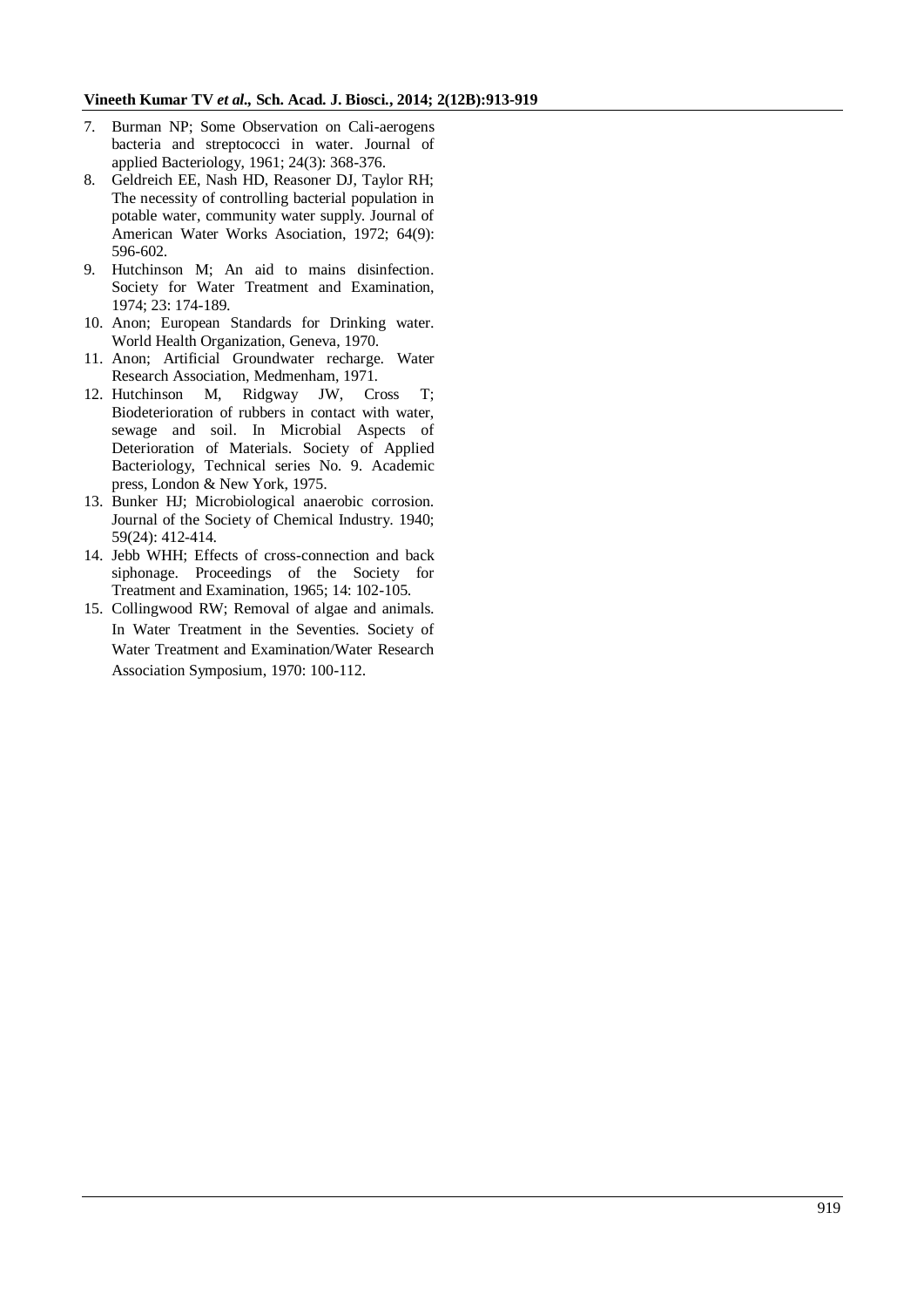7. Burman NP; Some Observation on Cali-aerogens bacteria and streptococci in water. Journal of applied Bacteriology, 1961; 24(3): 368-376.
8. Geldreich EE, Nash HD, Reasoner DJ, Taylor RH; The necessity of controlling bacterial population in potable water, community water supply. Journal of American Water Works Asociation, 1972; 64(9): 596-602.
9. Hutchinson M; An aid to mains disinfection. Society for Water Treatment and Examination, 1974; 23: 174-189.
10. Anon; European Standards for Drinking water. World Health Organization, Geneva, 1970.
11. Anon; Artificial Groundwater recharge. Water Research Association, Medmenham, 1971.
12. Hutchinson M, Ridgway JW, Cross T; Biodeterioration of rubbers in contact with water, sewage and soil. In Microbial Aspects of Deterioration of Materials. Society of Applied Bacteriology, Technical series No. 9. Academic press, London & New York, 1975.
13. Bunker HJ; Microbiological anaerobic corrosion. Journal of the Society of Chemical Industry. 1940; 59(24): 412-414.
14. Jebb WHH; Effects of cross-connection and back siphonage. Proceedings of the Society for Treatment and Examination, 1965; 14: 102-105.
15. Collingwood RW; Removal of algae and animals. In Water Treatment in the Seventies. Society of Water Treatment and Examination/Water Research Association Symposium, 1970: 100-112.